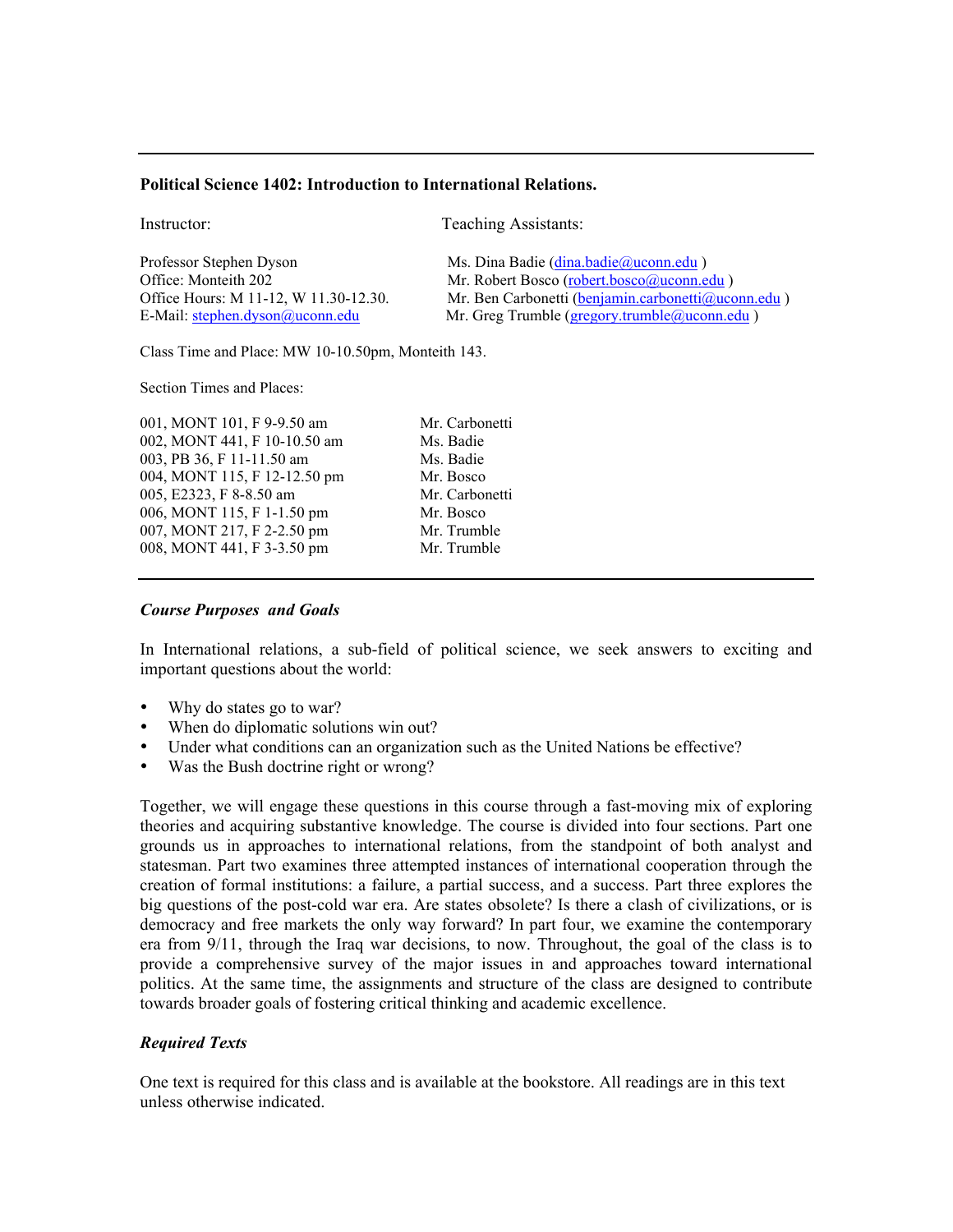---

**Political Science 1402: Introduction to International Relations.**

| Instructor: | Teaching Assistants: |
|---|---|
| Professor Stephen Dyson | Ms. Dina Badie (dina.badie@uconn.edu ) |
| Office: Monteith 202 | Mr. Robert Bosco (robert.bosco@uconn.edu ) |
| Office Hours: M 11-12, W 11.30-12.30. | Mr. Ben Carbonetti (benjamin.carbonetti@uconn.edu ) |
| E-Mail: stephen.dyson@uconn.edu | Mr. Greg Trumble (gregory.trumble@uconn.edu ) |

Class Time and Place: MW 10-10.50pm, Monteith 143.

Section Times and Places:

| | |
|---|---|
| 001, MONT 101, F 9-9.50 am | Mr. Carbonetti |
| 002, MONT 441, F 10-10.50 am | Ms. Badie |
| 003, PB 36, F 11-11.50 am | Ms. Badie |
| 004, MONT 115, F 12-12.50 pm | Mr. Bosco |
| 005, E2323, F 8-8.50 am | Mr. Carbonetti |
| 006, MONT 115, F 1-1.50 pm | Mr. Bosco |
| 007, MONT 217, F 2-2.50 pm | Mr. Trumble |
| 008, MONT 441, F 3-3.50 pm | Mr. Trumble |

---

***Course Purposes and Goals***

In International relations, a sub-field of political science, we seek answers to exciting and important questions about the world:

- Why do states go to war?
- When do diplomatic solutions win out?
- Under what conditions can an organization such as the United Nations be effective?
- Was the Bush doctrine right or wrong?

Together, we will engage these questions in this course through a fast-moving mix of exploring theories and acquiring substantive knowledge. The course is divided into four sections. Part one grounds us in approaches to international relations, from the standpoint of both analyst and statesman. Part two examines three attempted instances of international cooperation through the creation of formal institutions: a failure, a partial success, and a success. Part three explores the big questions of the post-cold war era. Are states obsolete? Is there a clash of civilizations, or is democracy and free markets the only way forward? In part four, we examine the contemporary era from 9/11, through the Iraq war decisions, to now. Throughout, the goal of the class is to provide a comprehensive survey of the major issues in and approaches toward international politics. At the same time, the assignments and structure of the class are designed to contribute towards broader goals of fostering critical thinking and academic excellence.

***Required Texts***

One text is required for this class and is available at the bookstore. All readings are in this text unless otherwise indicated.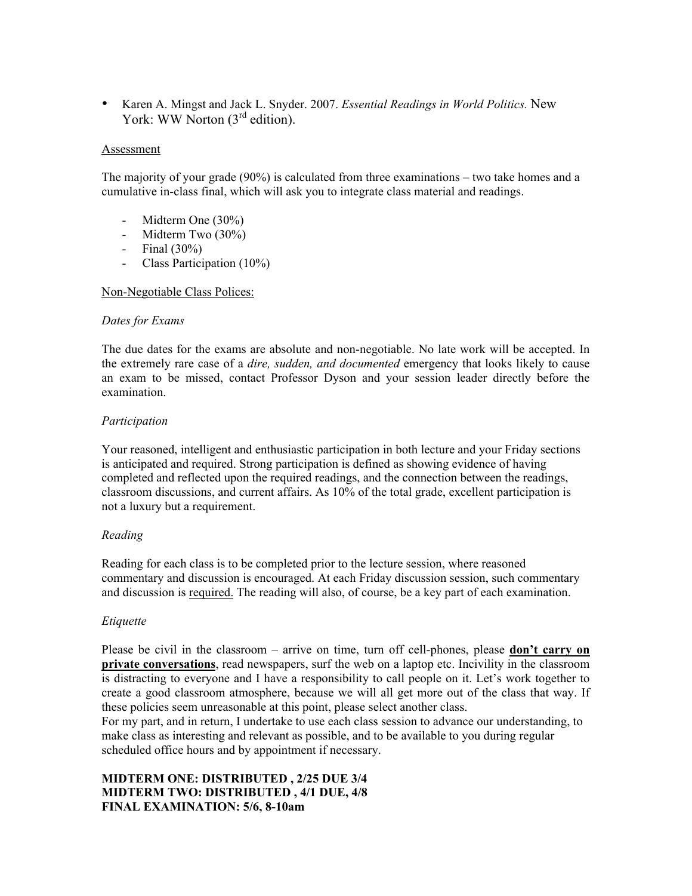- Karen A. Mingst and Jack L. Snyder. 2007. *Essential Readings in World Politics.* New York: WW Norton (3rd edition).

Assessment

The majority of your grade (90%) is calculated from three examinations – two take homes and a cumulative in-class final, which will ask you to integrate class material and readings.

- Midterm One (30%)
- Midterm Two (30%)
- Final (30%)
- Class Participation (10%)

Non-Negotiable Class Polices:

*Dates for Exams*

The due dates for the exams are absolute and non-negotiable. No late work will be accepted. In the extremely rare case of a *dire, sudden, and documented* emergency that looks likely to cause an exam to be missed, contact Professor Dyson and your session leader directly before the examination.

*Participation*

Your reasoned, intelligent and enthusiastic participation in both lecture and your Friday sections is anticipated and required. Strong participation is defined as showing evidence of having completed and reflected upon the required readings, and the connection between the readings, classroom discussions, and current affairs. As 10% of the total grade, excellent participation is not a luxury but a requirement.

*Reading*

Reading for each class is to be completed prior to the lecture session, where reasoned commentary and discussion is encouraged. At each Friday discussion session, such commentary and discussion is required. The reading will also, of course, be a key part of each examination.

*Etiquette*

Please be civil in the classroom – arrive on time, turn off cell-phones, please **don't carry on private conversations**, read newspapers, surf the web on a laptop etc. Incivility in the classroom is distracting to everyone and I have a responsibility to call people on it. Let's work together to create a good classroom atmosphere, because we will all get more out of the class that way. If these policies seem unreasonable at this point, please select another class.
For my part, and in return, I undertake to use each class session to advance our understanding, to make class as interesting and relevant as possible, and to be available to you during regular scheduled office hours and by appointment if necessary.

**MIDTERM ONE: DISTRIBUTED , 2/25 DUE 3/4**
**MIDTERM TWO: DISTRIBUTED , 4/1 DUE, 4/8**
**FINAL EXAMINATION: 5/6, 8-10am**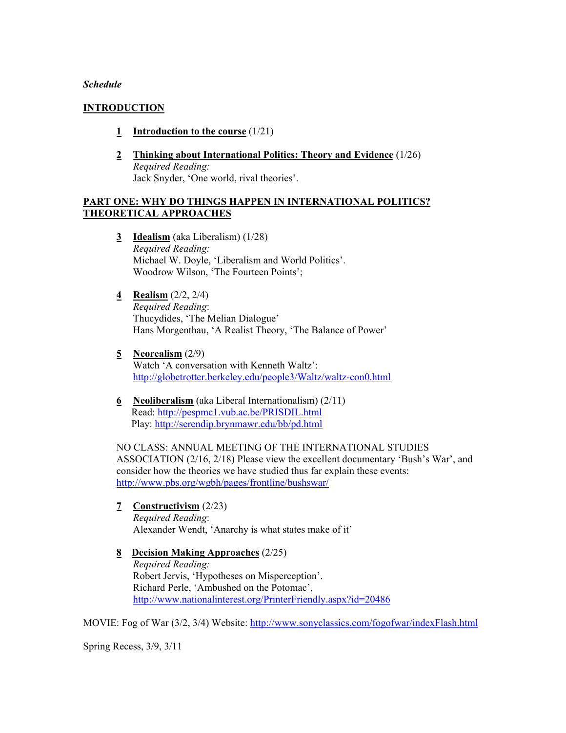*Schedule*

## INTRODUCTION

**1** **Introduction to the course** (1/21)

**2** **Thinking about International Politics: Theory and Evidence** (1/26)
*Required Reading:*
Jack Snyder, 'One world, rival theories'.

## PART ONE: WHY DO THINGS HAPPEN IN INTERNATIONAL POLITICS? THEORETICAL APPROACHES

**3** **Idealism** (aka Liberalism) (1/28)
*Required Reading:*
Michael W. Doyle, 'Liberalism and World Politics'.
Woodrow Wilson, 'The Fourteen Points';

**4** **Realism** (2/2, 2/4)
*Required Reading*:
Thucydides, 'The Melian Dialogue'
Hans Morgenthau, 'A Realist Theory, 'The Balance of Power'

**5** **Neorealism** (2/9)
Watch 'A conversation with Kenneth Waltz':
http://globetrotter.berkeley.edu/people3/Waltz/waltz-con0.html

**6** **Neoliberalism** (aka Liberal Internationalism) (2/11)
Read: http://pespmc1.vub.ac.be/PRISDIL.html
Play: http://serendip.brynmawr.edu/bb/pd.html

NO CLASS: ANNUAL MEETING OF THE INTERNATIONAL STUDIES ASSOCIATION (2/16, 2/18) Please view the excellent documentary 'Bush's War', and consider how the theories we have studied thus far explain these events: http://www.pbs.org/wgbh/pages/frontline/bushswar/

**7** **Constructivism** (2/23)
*Required Reading*:
Alexander Wendt, 'Anarchy is what states make of it'

**8** **Decision Making Approaches** (2/25)
*Required Reading:*
Robert Jervis, 'Hypotheses on Misperception'.
Richard Perle, 'Ambushed on the Potomac',
http://www.nationalinterest.org/PrinterFriendly.aspx?id=20486

MOVIE: Fog of War (3/2, 3/4) Website: http://www.sonyclassics.com/fogofwar/indexFlash.html

Spring Recess, 3/9, 3/11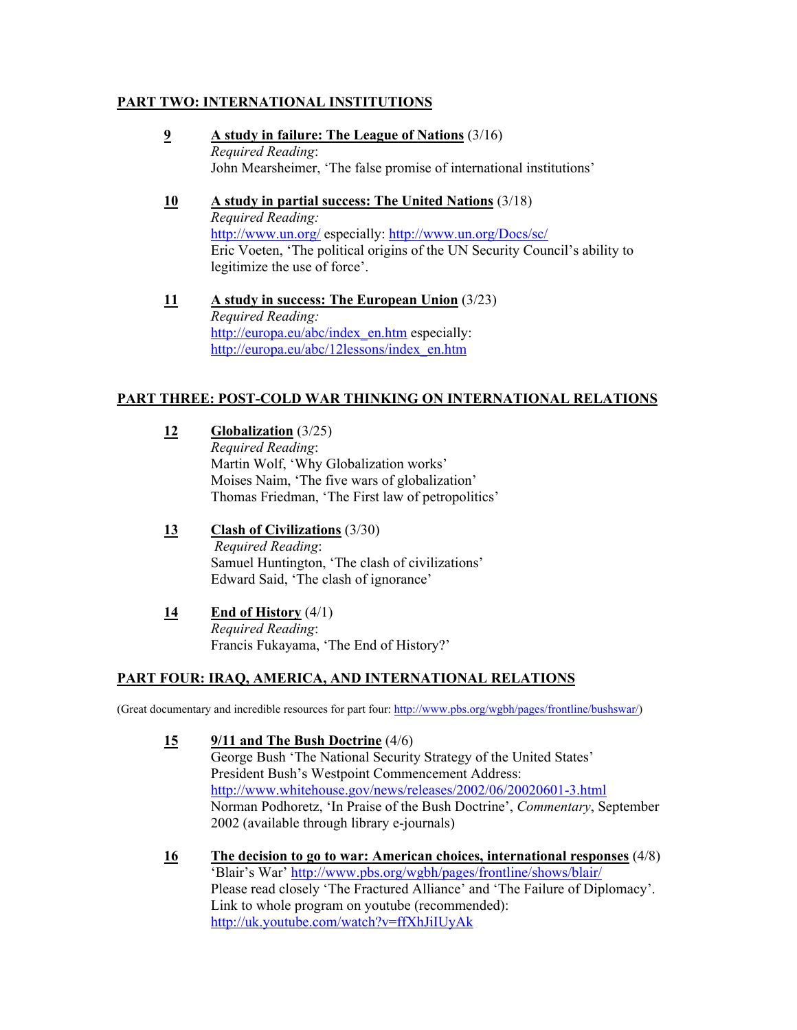## PART TWO: INTERNATIONAL INSTITUTIONS

**9** **A study in failure: The League of Nations** (3/16)
*Required Reading*:
John Mearsheimer, 'The false promise of international institutions'

**10** **A study in partial success: The United Nations** (3/18)
*Required Reading:*
http://www.un.org/ especially: http://www.un.org/Docs/sc/
Eric Voeten, 'The political origins of the UN Security Council's ability to legitimize the use of force'.

**11** **A study in success: The European Union** (3/23)
*Required Reading:*
http://europa.eu/abc/index_en.htm especially:
http://europa.eu/abc/12lessons/index_en.htm

## PART THREE: POST-COLD WAR THINKING ON INTERNATIONAL RELATIONS

**12** **Globalization** (3/25)
*Required Reading*:
Martin Wolf, 'Why Globalization works'
Moises Naim, 'The five wars of globalization'
Thomas Friedman, 'The First law of petropolitics'

**13** **Clash of Civilizations** (3/30)
*Required Reading*:
Samuel Huntington, 'The clash of civilizations'
Edward Said, 'The clash of ignorance'

**14** **End of History** (4/1)
*Required Reading*:
Francis Fukayama, 'The End of History?'

## PART FOUR: IRAQ, AMERICA, AND INTERNATIONAL RELATIONS

(Great documentary and incredible resources for part four: http://www.pbs.org/wgbh/pages/frontline/bushswar/)

**15** **9/11 and The Bush Doctrine** (4/6)
George Bush 'The National Security Strategy of the United States'
President Bush's Westpoint Commencement Address:
http://www.whitehouse.gov/news/releases/2002/06/20020601-3.html
Norman Podhoretz, 'In Praise of the Bush Doctrine', *Commentary*, September 2002 (available through library e-journals)

**16** **The decision to go to war: American choices, international responses** (4/8)
'Blair's War' http://www.pbs.org/wgbh/pages/frontline/shows/blair/
Please read closely 'The Fractured Alliance' and 'The Failure of Diplomacy'.
Link to whole program on youtube (recommended):
http://uk.youtube.com/watch?v=ffXhJiIUyAk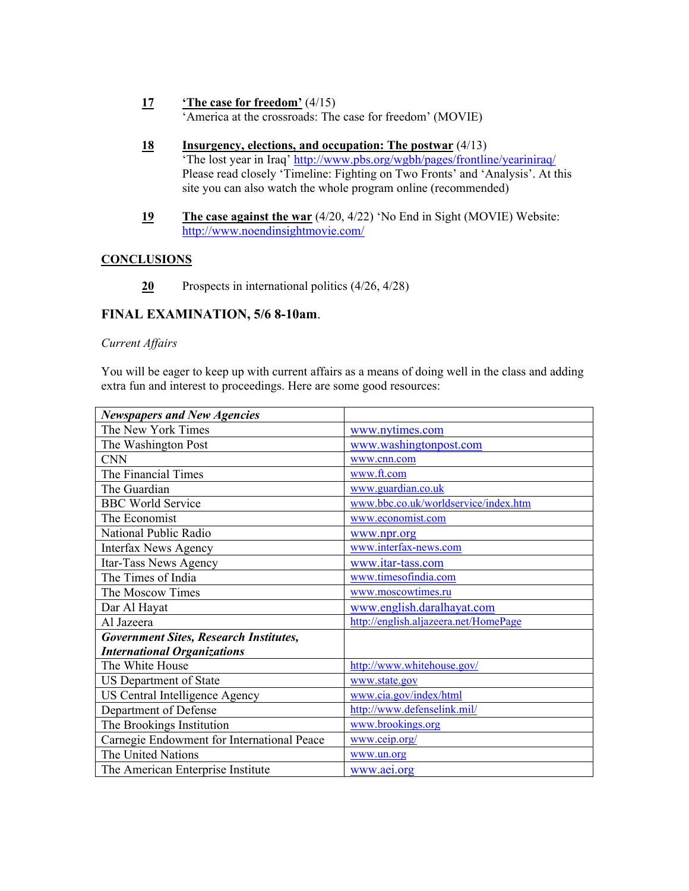**17** **'The case for freedom'** (4/15)
'America at the crossroads: The case for freedom' (MOVIE)

**18** **Insurgency, elections, and occupation: The postwar** (4/13)
'The lost year in Iraq' http://www.pbs.org/wgbh/pages/frontline/yeariniraq/
Please read closely 'Timeline: Fighting on Two Fronts' and 'Analysis'. At this site you can also watch the whole program online (recommended)

**19** **The case against the war** (4/20, 4/22) 'No End in Sight (MOVIE) Website: http://www.noendinsightmovie.com/

## CONCLUSIONS

**20** Prospects in international politics (4/26, 4/28)

## FINAL EXAMINATION, 5/6 8-10am.

*Current Affairs*

You will be eager to keep up with current affairs as a means of doing well in the class and adding extra fun and interest to proceedings. Here are some good resources:

| | |
|---|---|
| ***Newspapers and New Agencies*** | |
| The New York Times | www.nytimes.com |
| The Washington Post | www.washingtonpost.com |
| CNN | www.cnn.com |
| The Financial Times | www.ft.com |
| The Guardian | www.guardian.co.uk |
| BBC World Service | www.bbc.co.uk/worldservice/index.htm |
| The Economist | www.economist.com |
| National Public Radio | www.npr.org |
| Interfax News Agency | www.interfax-news.com |
| Itar-Tass News Agency | www.itar-tass.com |
| The Times of India | www.timesofindia.com |
| The Moscow Times | www.moscowtimes.ru |
| Dar Al Hayat | www.english.daralhayat.com |
| Al Jazeera | http://english.aljazeera.net/HomePage |
| ***Government Sites, Research Institutes, International Organizations*** | |
| The White House | http://www.whitehouse.gov/ |
| US Department of State | www.state.gov |
| US Central Intelligence Agency | www.cia.gov/index/html |
| Department of Defense | http://www.defenselink.mil/ |
| The Brookings Institution | www.brookings.org |
| Carnegie Endowment for International Peace | www.ceip.org/ |
| The United Nations | www.un.org |
| The American Enterprise Institute | www.aei.org |